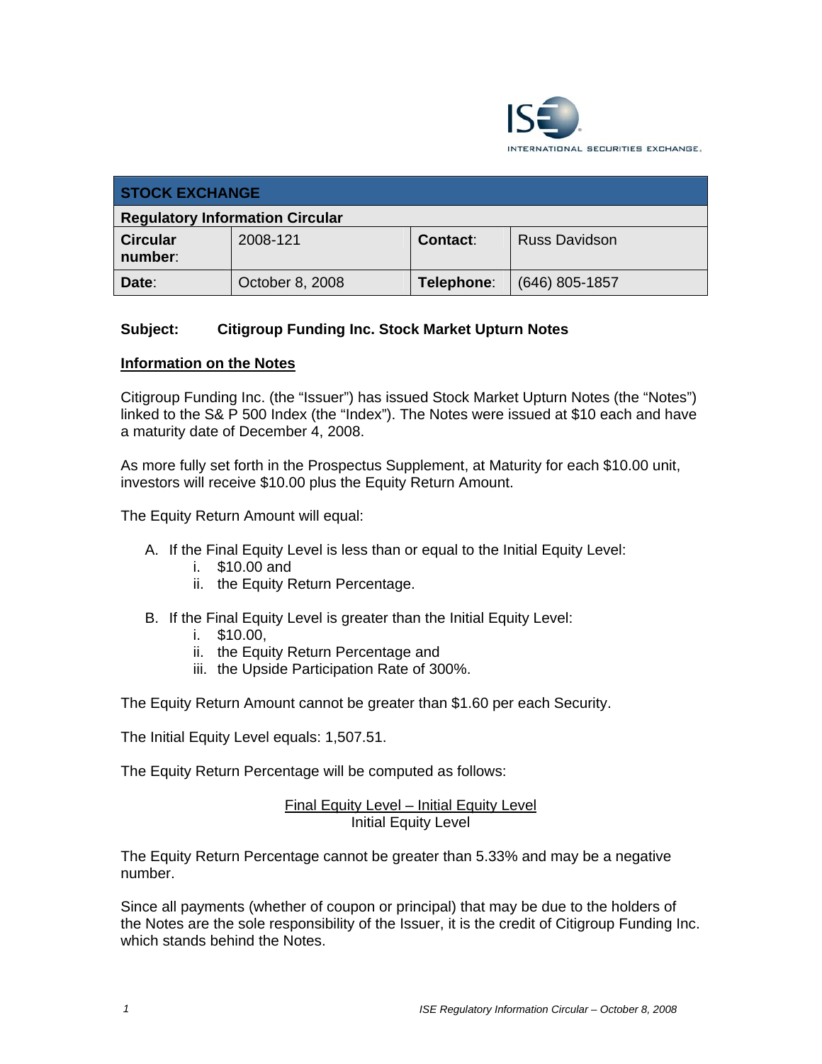| STOCK EXCHANGE | | | |
|---|---|---|---|
| **Regulatory Information Circular** | | | |
| **Circular number**: | 2008-121 | **Contact**: | Russ Davidson |
| **Date**: | October 8, 2008 | **Telephone**: | (646) 805-1857 |

**Subject: Citigroup Funding Inc. Stock Market Upturn Notes**

## Information on the Notes

Citigroup Funding Inc. (the "Issuer") has issued Stock Market Upturn Notes (the "Notes") linked to the S& P 500 Index (the "Index"). The Notes were issued at $10 each and have a maturity date of December 4, 2008.

As more fully set forth in the Prospectus Supplement, at Maturity for each $10.00 unit, investors will receive $10.00 plus the Equity Return Amount.

The Equity Return Amount will equal:

A. If the Final Equity Level is less than or equal to the Initial Equity Level:
   i. $10.00 and
   ii. the Equity Return Percentage.

B. If the Final Equity Level is greater than the Initial Equity Level:
   i. $10.00,
   ii. the Equity Return Percentage and
   iii. the Upside Participation Rate of 300%.

The Equity Return Amount cannot be greater than $1.60 per each Security.

The Initial Equity Level equals: 1,507.51.

The Equity Return Percentage will be computed as follows:

$$\frac{\text{Final Equity Level} - \text{Initial Equity Level}}{\text{Initial Equity Level}}$$

The Equity Return Percentage cannot be greater than 5.33% and may be a negative number.

Since all payments (whether of coupon or principal) that may be due to the holders of the Notes are the sole responsibility of the Issuer, it is the credit of Citigroup Funding Inc. which stands behind the Notes.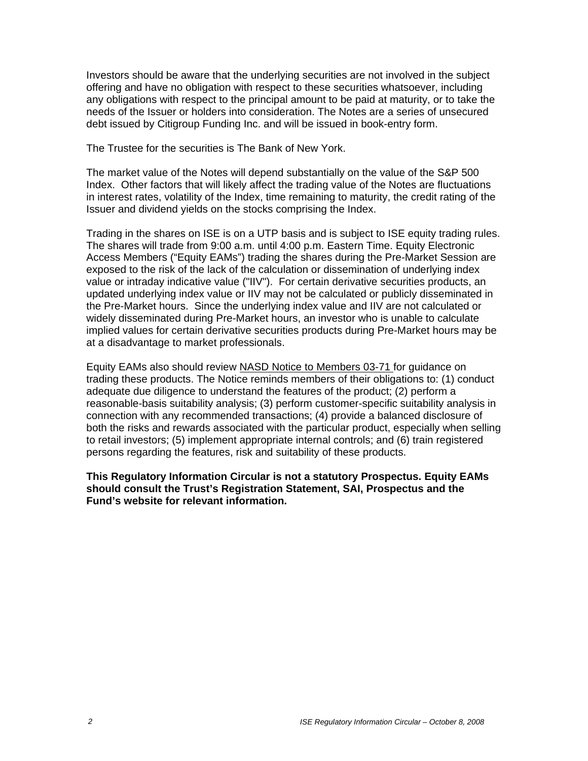Investors should be aware that the underlying securities are not involved in the subject offering and have no obligation with respect to these securities whatsoever, including any obligations with respect to the principal amount to be paid at maturity, or to take the needs of the Issuer or holders into consideration. The Notes are a series of unsecured debt issued by Citigroup Funding Inc. and will be issued in book-entry form.

The Trustee for the securities is The Bank of New York.

The market value of the Notes will depend substantially on the value of the S&P 500 Index. Other factors that will likely affect the trading value of the Notes are fluctuations in interest rates, volatility of the Index, time remaining to maturity, the credit rating of the Issuer and dividend yields on the stocks comprising the Index.

Trading in the shares on ISE is on a UTP basis and is subject to ISE equity trading rules. The shares will trade from 9:00 a.m. until 4:00 p.m. Eastern Time. Equity Electronic Access Members ("Equity EAMs") trading the shares during the Pre-Market Session are exposed to the risk of the lack of the calculation or dissemination of underlying index value or intraday indicative value ("IIV"). For certain derivative securities products, an updated underlying index value or IIV may not be calculated or publicly disseminated in the Pre-Market hours. Since the underlying index value and IIV are not calculated or widely disseminated during Pre-Market hours, an investor who is unable to calculate implied values for certain derivative securities products during Pre-Market hours may be at a disadvantage to market professionals.

Equity EAMs also should review NASD Notice to Members 03-71 for guidance on trading these products. The Notice reminds members of their obligations to: (1) conduct adequate due diligence to understand the features of the product; (2) perform a reasonable-basis suitability analysis; (3) perform customer-specific suitability analysis in connection with any recommended transactions; (4) provide a balanced disclosure of both the risks and rewards associated with the particular product, especially when selling to retail investors; (5) implement appropriate internal controls; and (6) train registered persons regarding the features, risk and suitability of these products.

**This Regulatory Information Circular is not a statutory Prospectus. Equity EAMs should consult the Trust's Registration Statement, SAI, Prospectus and the Fund's website for relevant information.**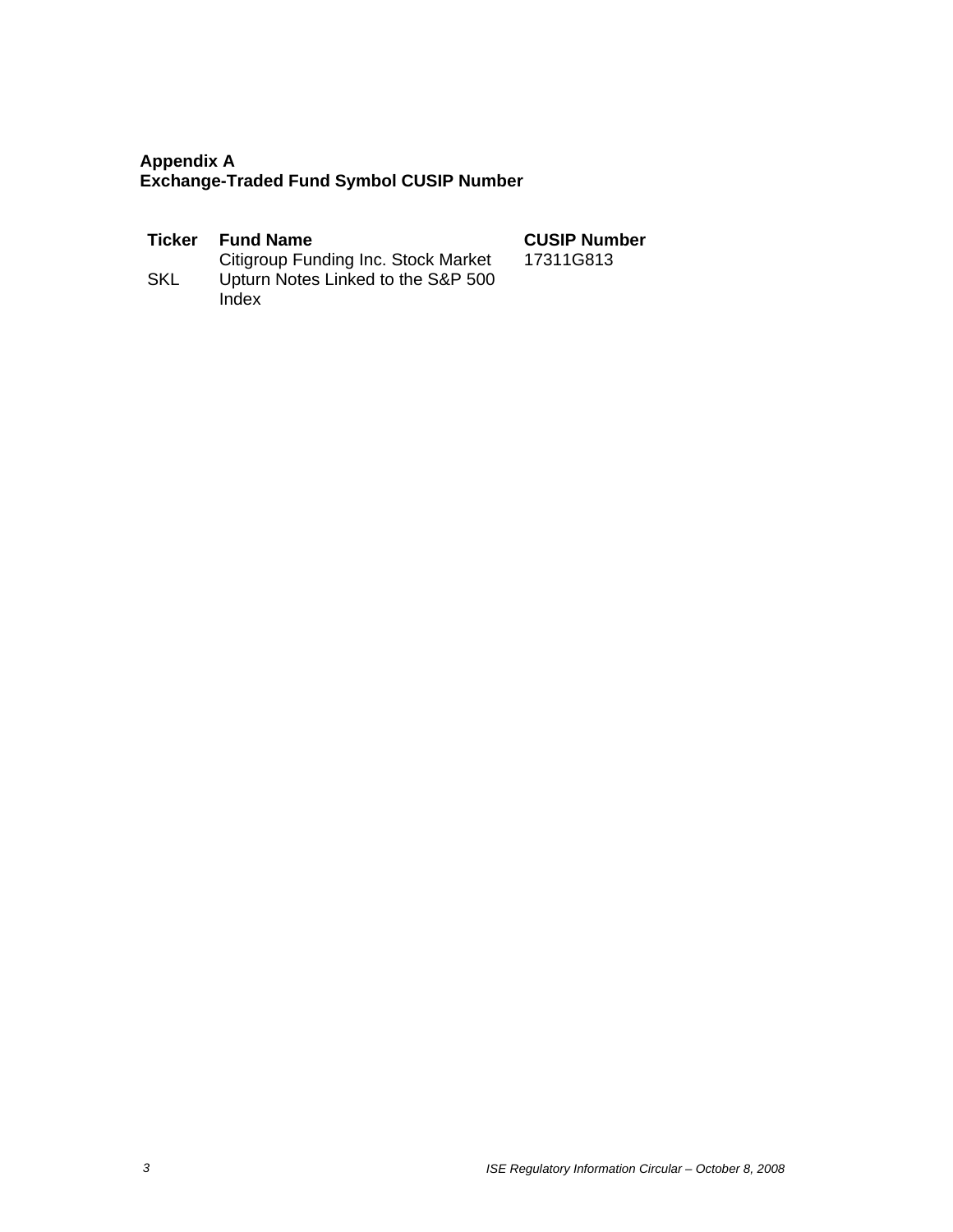**Appendix A**
**Exchange-Traded Fund Symbol CUSIP Number**

| Ticker | Fund Name | CUSIP Number |
|---|---|---|
| SKL | Citigroup Funding Inc. Stock Market Upturn Notes Linked to the S&P 500 Index | 17311G813 |